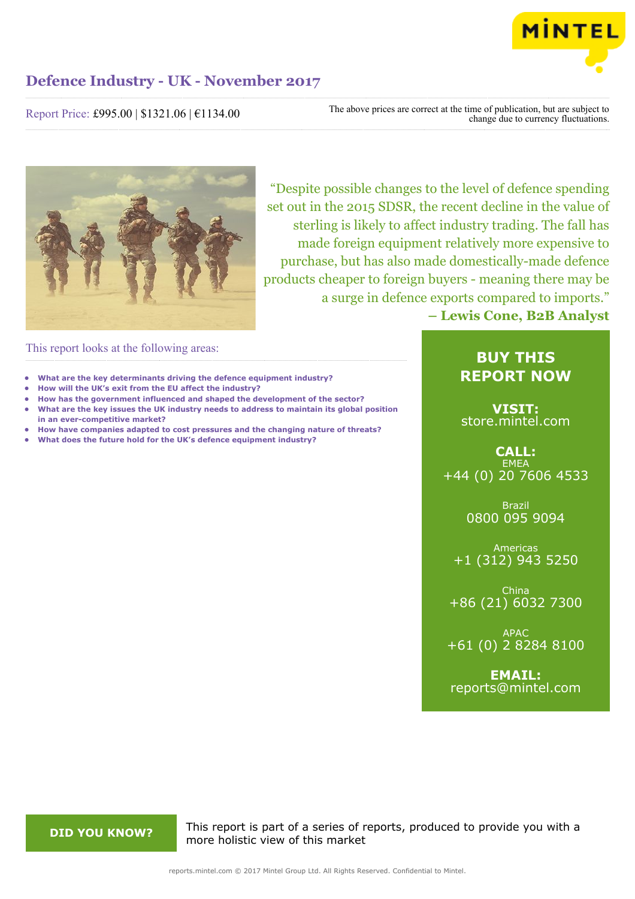# Defence Industry - UK - November 2017

Report Price: £995.00 | $1321.06 | €1134.00

The above prices are correct at the time of publication, but are subject to change due to currency fluctuations.

"Despite possible changes to the level of defence spending set out in the 2015 SDSR, the recent decline in the value of sterling is likely to affect industry trading. The fall has made foreign equipment relatively more expensive to purchase, but has also made domestically-made defence products cheaper to foreign buyers - meaning there may be a surge in defence exports compared to imports."

**– Lewis Cone, B2B Analyst**

This report looks at the following areas:

- **What are the key determinants driving the defence equipment industry?**
- **How will the UK's exit from the EU affect the industry?**
- **How has the government influenced and shaped the development of the sector?**
- **What are the key issues the UK industry needs to address to maintain its global position in an ever-competitive market?**
- **How have companies adapted to cost pressures and the changing nature of threats?**
- **What does the future hold for the UK's defence equipment industry?**

**BUY THIS REPORT NOW**

**VISIT:**
store.mintel.com

**CALL:**

EMEA
+44 (0) 20 7606 4533

Brazil
0800 095 9094

Americas
+1 (312) 943 5250

China
+86 (21) 6032 7300

APAC
+61 (0) 2 8284 8100

**EMAIL:**
reports@mintel.com

**DID YOU KNOW?**

This report is part of a series of reports, produced to provide you with a more holistic view of this market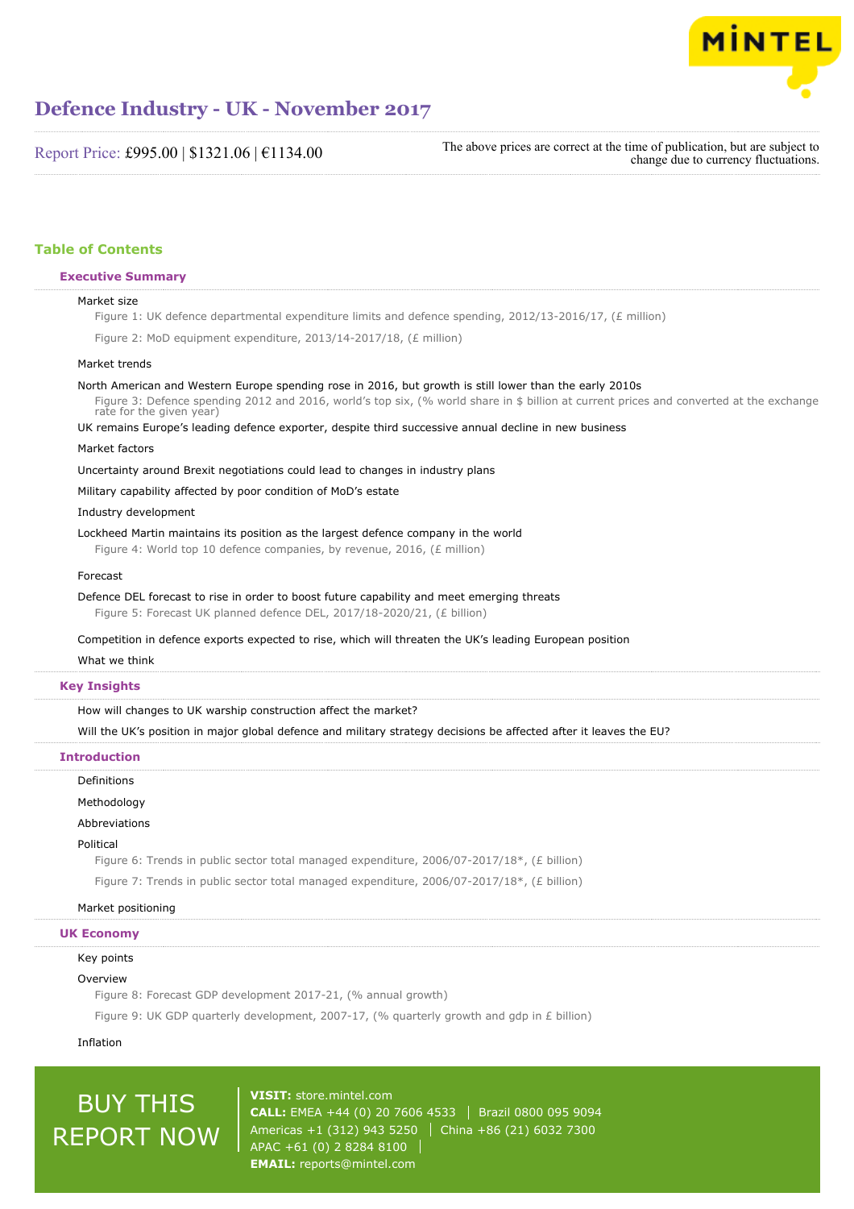# Defence Industry - UK - November 2017

Report Price: £995.00 | $1321.06 | €1134.00

The above prices are correct at the time of publication, but are subject to change due to currency fluctuations.

## Table of Contents

### Executive Summary

Market size

Figure 1: UK defence departmental expenditure limits and defence spending, 2012/13-2016/17, (£ million)

Figure 2: MoD equipment expenditure, 2013/14-2017/18, (£ million)

Market trends

North American and Western Europe spending rose in 2016, but growth is still lower than the early 2010s

Figure 3: Defence spending 2012 and 2016, world's top six, (% world share in $ billion at current prices and converted at the exchange rate for the given year)

UK remains Europe's leading defence exporter, despite third successive annual decline in new business

Market factors

Uncertainty around Brexit negotiations could lead to changes in industry plans

Military capability affected by poor condition of MoD's estate

Industry development

Lockheed Martin maintains its position as the largest defence company in the world

Figure 4: World top 10 defence companies, by revenue, 2016, (£ million)

Forecast

Defence DEL forecast to rise in order to boost future capability and meet emerging threats

Figure 5: Forecast UK planned defence DEL, 2017/18-2020/21, (£ billion)

Competition in defence exports expected to rise, which will threaten the UK's leading European position

What we think

### Key Insights

How will changes to UK warship construction affect the market?

Will the UK's position in major global defence and military strategy decisions be affected after it leaves the EU?

### Introduction

Definitions

Methodology

Abbreviations

Political

Figure 6: Trends in public sector total managed expenditure, 2006/07-2017/18*, (£ billion)

Figure 7: Trends in public sector total managed expenditure, 2006/07-2017/18*, (£ billion)

Market positioning

### UK Economy

Key points

Overview

Figure 8: Forecast GDP development 2017-21, (% annual growth)

Figure 9: UK GDP quarterly development, 2007-17, (% quarterly growth and gdp in £ billion)

Inflation

BUY THIS REPORT NOW

**VISIT:** store.mintel.com
**CALL:** EMEA +44 (0) 20 7606 4533 | Brazil 0800 095 9094
Americas +1 (312) 943 5250 | China +86 (21) 6032 7300
APAC +61 (0) 2 8284 8100
**EMAIL:** reports@mintel.com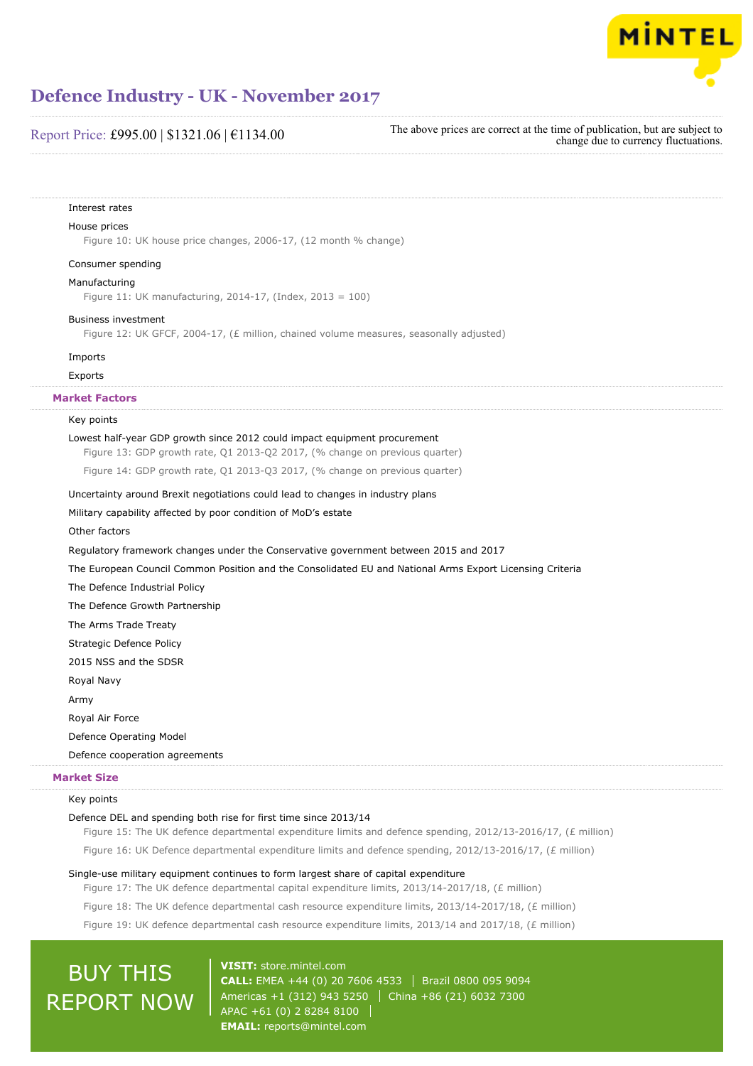Interest rates

House prices

Figure 10: UK house price changes, 2006-17, (12 month % change)

Consumer spending

Manufacturing

Figure 11: UK manufacturing, 2014-17, (Index, 2013 = 100)

Business investment

Figure 12: UK GFCF, 2004-17, (£ million, chained volume measures, seasonally adjusted)

Imports

Exports

## Market Factors

Key points

Lowest half-year GDP growth since 2012 could impact equipment procurement

Figure 13: GDP growth rate, Q1 2013-Q2 2017, (% change on previous quarter)

Figure 14: GDP growth rate, Q1 2013-Q3 2017, (% change on previous quarter)

Uncertainty around Brexit negotiations could lead to changes in industry plans

Military capability affected by poor condition of MoD's estate

Other factors

Regulatory framework changes under the Conservative government between 2015 and 2017

The European Council Common Position and the Consolidated EU and National Arms Export Licensing Criteria

The Defence Industrial Policy

The Defence Growth Partnership

The Arms Trade Treaty

Strategic Defence Policy

2015 NSS and the SDSR

Royal Navy

Army

Royal Air Force

Defence Operating Model

Defence cooperation agreements

## Market Size

Key points

Defence DEL and spending both rise for first time since 2013/14

Figure 15: The UK defence departmental expenditure limits and defence spending, 2012/13-2016/17, (£ million)

Figure 16: UK Defence departmental expenditure limits and defence spending, 2012/13-2016/17, (£ million)

Single-use military equipment continues to form largest share of capital expenditure

Figure 17: The UK defence departmental capital expenditure limits, 2013/14-2017/18, (£ million)

Figure 18: The UK defence departmental cash resource expenditure limits, 2013/14-2017/18, (£ million)

Figure 19: UK defence departmental cash resource expenditure limits, 2013/14 and 2017/18, (£ million)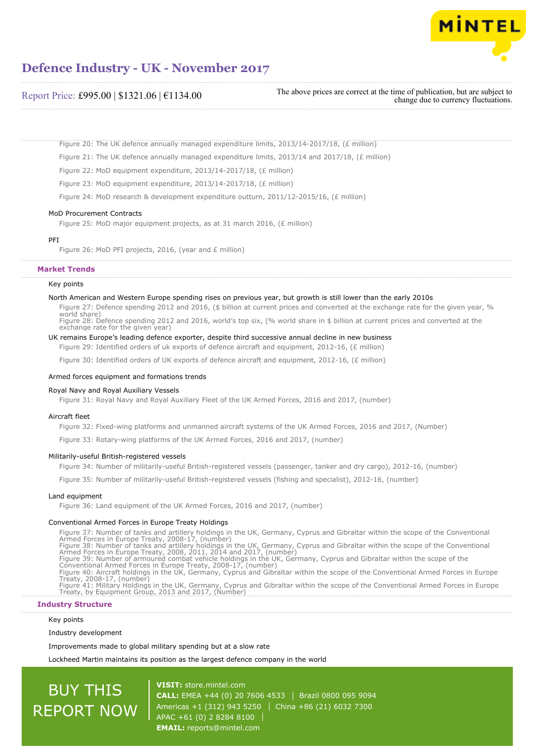Figure 20: The UK defence annually managed expenditure limits, 2013/14-2017/18, (£ million)

Figure 21: The UK defence annually managed expenditure limits, 2013/14 and 2017/18, (£ million)

Figure 22: MoD equipment expenditure, 2013/14-2017/18, (£ million)

Figure 23: MoD equipment expenditure, 2013/14-2017/18, (£ million)

Figure 24: MoD research & development expenditure outturn, 2011/12-2015/16, (£ million)

MoD Procurement Contracts

Figure 25: MoD major equipment projects, as at 31 march 2016, (£ million)

PFI

Figure 26: MoD PFI projects, 2016, (year and £ million)

## Market Trends

Key points

North American and Western Europe spending rises on previous year, but growth is still lower than the early 2010s

Figure 27: Defence spending 2012 and 2016, ($ billion at current prices and converted at the exchange rate for the given year, % world share)

Figure 28: Defence spending 2012 and 2016, world's top six, (% world share in $ billion at current prices and converted at the exchange rate for the given year)

UK remains Europe's leading defence exporter, despite third successive annual decline in new business

Figure 29: Identified orders of uk exports of defence aircraft and equipment, 2012-16, (£ million)

Figure 30: Identified orders of UK exports of defence aircraft and equipment, 2012-16, (£ million)

Armed forces equipment and formations trends

Royal Navy and Royal Auxiliary Vessels

Figure 31: Royal Navy and Royal Auxiliary Fleet of the UK Armed Forces, 2016 and 2017, (number)

Aircraft fleet

Figure 32: Fixed-wing platforms and unmanned aircraft systems of the UK Armed Forces, 2016 and 2017, (Number)

Figure 33: Rotary-wing platforms of the UK Armed Forces, 2016 and 2017, (number)

Militarily-useful British-registered vessels

Figure 34: Number of militarily-useful British-registered vessels (passenger, tanker and dry cargo), 2012-16, (number)

Figure 35: Number of militarily-useful British-registered vessels (fishing and specialist), 2012-16, (number)

Land equipment

Figure 36: Land equipment of the UK Armed Forces, 2016 and 2017, (number)

Conventional Armed Forces in Europe Treaty Holdings

Figure 37: Number of tanks and artillery holdings in the UK, Germany, Cyprus and Gibraltar within the scope of the Conventional Armed Forces in Europe Treaty, 2008-17, (number)

Figure 38: Number of tanks and artillery holdings in the UK, Germany, Cyprus and Gibraltar within the scope of the Conventional Armed Forces in Europe Treaty, 2008, 2011, 2014 and 2017, (number)

Figure 39: Number of armoured combat vehicle holdings in the UK, Germany, Cyprus and Gibraltar within the scope of the Conventional Armed Forces in Europe Treaty, 2008-17, (number)

Figure 40: Aircraft holdings in the UK, Germany, Cyprus and Gibraltar within the scope of the Conventional Armed Forces in Europe Treaty, 2008-17, (number)

Figure 41: Military Holdings in the UK, Germany, Cyprus and Gibraltar within the scope of the Conventional Armed Forces in Europe Treaty, by Equipment Group, 2013 and 2017, (Number)

## Industry Structure

Key points

Industry development

Improvements made to global military spending but at a slow rate

Lockheed Martin maintains its position as the largest defence company in the world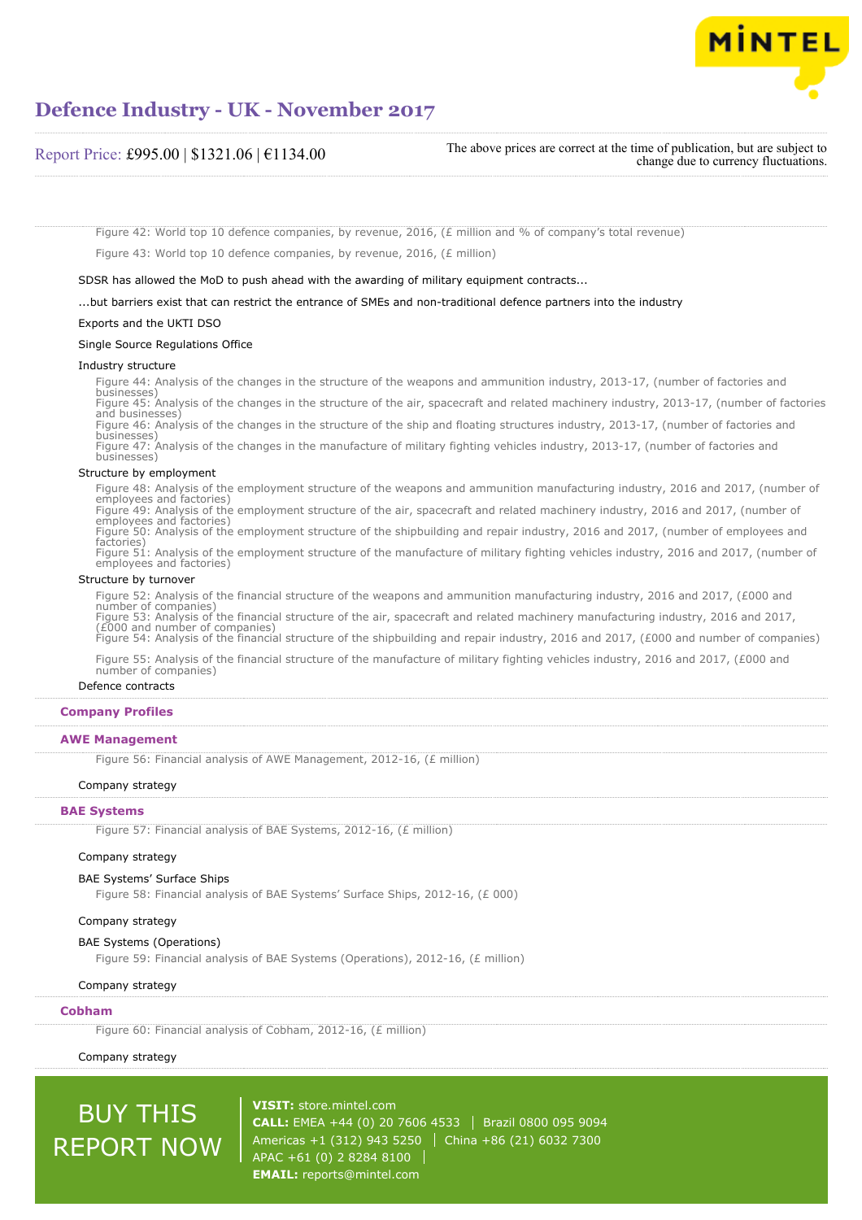Figure 42: World top 10 defence companies, by revenue, 2016, (£ million and % of company's total revenue)

Figure 43: World top 10 defence companies, by revenue, 2016, (£ million)

SDSR has allowed the MoD to push ahead with the awarding of military equipment contracts...

...but barriers exist that can restrict the entrance of SMEs and non-traditional defence partners into the industry

Exports and the UKTI DSO

Single Source Regulations Office

Industry structure

Figure 44: Analysis of the changes in the structure of the weapons and ammunition industry, 2013-17, (number of factories and businesses)

Figure 45: Analysis of the changes in the structure of the air, spacecraft and related machinery industry, 2013-17, (number of factories and businesses)

Figure 46: Analysis of the changes in the structure of the ship and floating structures industry, 2013-17, (number of factories and businesses)

Figure 47: Analysis of the changes in the manufacture of military fighting vehicles industry, 2013-17, (number of factories and businesses)

Structure by employment

Figure 48: Analysis of the employment structure of the weapons and ammunition manufacturing industry, 2016 and 2017, (number of employees and factories)

Figure 49: Analysis of the employment structure of the air, spacecraft and related machinery industry, 2016 and 2017, (number of employees and factories)

Figure 50: Analysis of the employment structure of the shipbuilding and repair industry, 2016 and 2017, (number of employees and factories)

Figure 51: Analysis of the employment structure of the manufacture of military fighting vehicles industry, 2016 and 2017, (number of employees and factories)

Structure by turnover

Figure 52: Analysis of the financial structure of the weapons and ammunition manufacturing industry, 2016 and 2017, (£000 and number of companies)

Figure 53: Analysis of the financial structure of the air, spacecraft and related machinery manufacturing industry, 2016 and 2017, (£000 and number of companies)

Figure 54: Analysis of the financial structure of the shipbuilding and repair industry, 2016 and 2017, (£000 and number of companies)

Figure 55: Analysis of the financial structure of the manufacture of military fighting vehicles industry, 2016 and 2017, (£000 and number of companies)

Defence contracts

## Company Profiles

### AWE Management

Figure 56: Financial analysis of AWE Management, 2012-16, (£ million)

Company strategy

### BAE Systems

Figure 57: Financial analysis of BAE Systems, 2012-16, (£ million)

Company strategy

BAE Systems' Surface Ships

Figure 58: Financial analysis of BAE Systems' Surface Ships, 2012-16, (£ 000)

Company strategy

BAE Systems (Operations)

Figure 59: Financial analysis of BAE Systems (Operations), 2012-16, (£ million)

Company strategy

### Cobham

Figure 60: Financial analysis of Cobham, 2012-16, (£ million)

Company strategy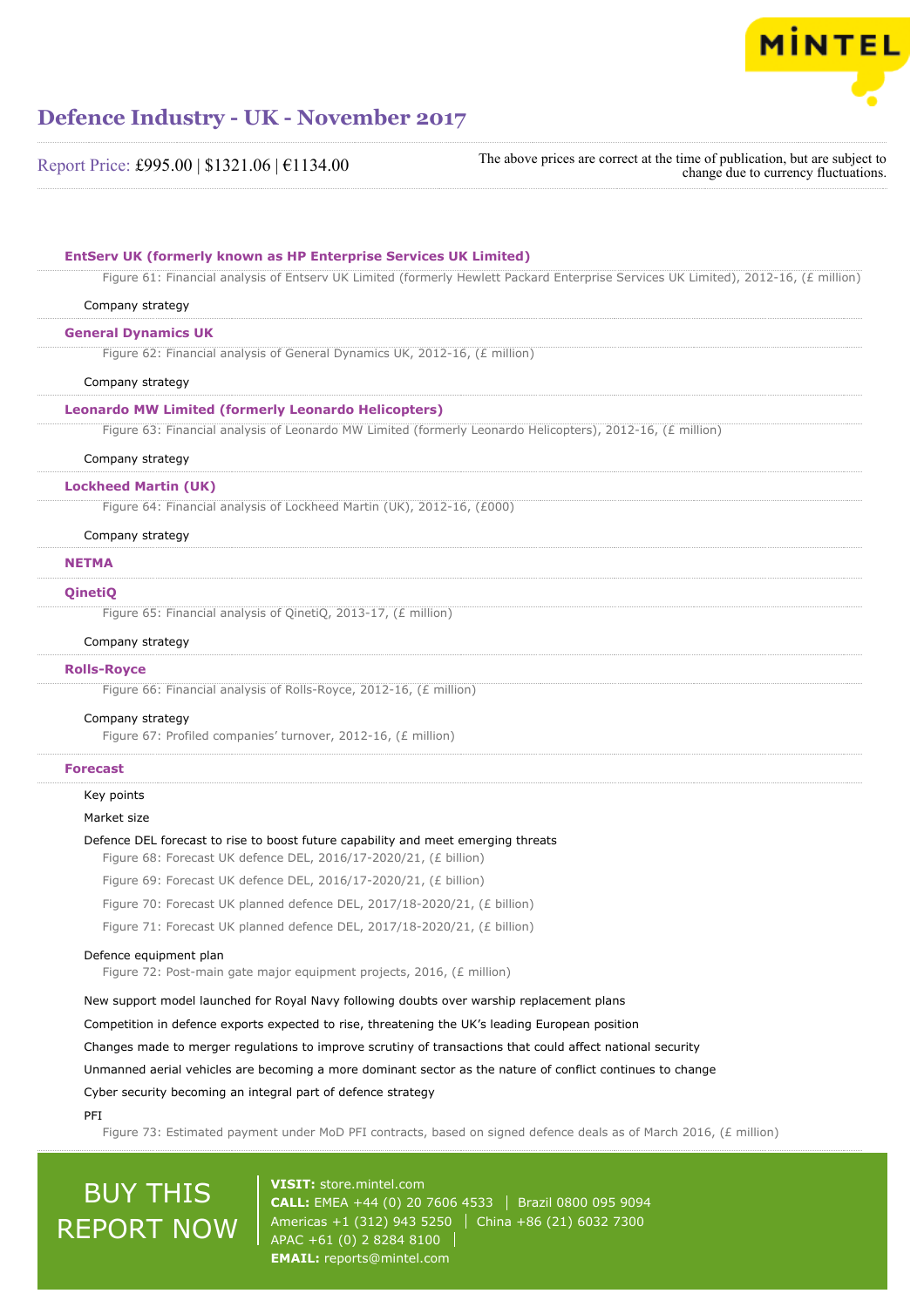### EntServ UK (formerly known as HP Enterprise Services UK Limited)

Figure 61: Financial analysis of Entserv UK Limited (formerly Hewlett Packard Enterprise Services UK Limited), 2012-16, (£ million)

Company strategy

### General Dynamics UK

Figure 62: Financial analysis of General Dynamics UK, 2012-16, (£ million)

Company strategy

### Leonardo MW Limited (formerly Leonardo Helicopters)

Figure 63: Financial analysis of Leonardo MW Limited (formerly Leonardo Helicopters), 2012-16, (£ million)

Company strategy

### Lockheed Martin (UK)

Figure 64: Financial analysis of Lockheed Martin (UK), 2012-16, (£000)

Company strategy

### NETMA

### QinetiQ

Figure 65: Financial analysis of QinetiQ, 2013-17, (£ million)

Company strategy

### Rolls-Royce

Figure 66: Financial analysis of Rolls-Royce, 2012-16, (£ million)

Company strategy

Figure 67: Profiled companies' turnover, 2012-16, (£ million)

### Forecast

Key points

Market size

Defence DEL forecast to rise to boost future capability and meet emerging threats

Figure 68: Forecast UK defence DEL, 2016/17-2020/21, (£ billion)

Figure 69: Forecast UK defence DEL, 2016/17-2020/21, (£ billion)

Figure 70: Forecast UK planned defence DEL, 2017/18-2020/21, (£ billion)

Figure 71: Forecast UK planned defence DEL, 2017/18-2020/21, (£ billion)

Defence equipment plan

Figure 72: Post-main gate major equipment projects, 2016, (£ million)

New support model launched for Royal Navy following doubts over warship replacement plans

Competition in defence exports expected to rise, threatening the UK's leading European position

Changes made to merger regulations to improve scrutiny of transactions that could affect national security

Unmanned aerial vehicles are becoming a more dominant sector as the nature of conflict continues to change

Cyber security becoming an integral part of defence strategy

PFI

Figure 73: Estimated payment under MoD PFI contracts, based on signed defence deals as of March 2016, (£ million)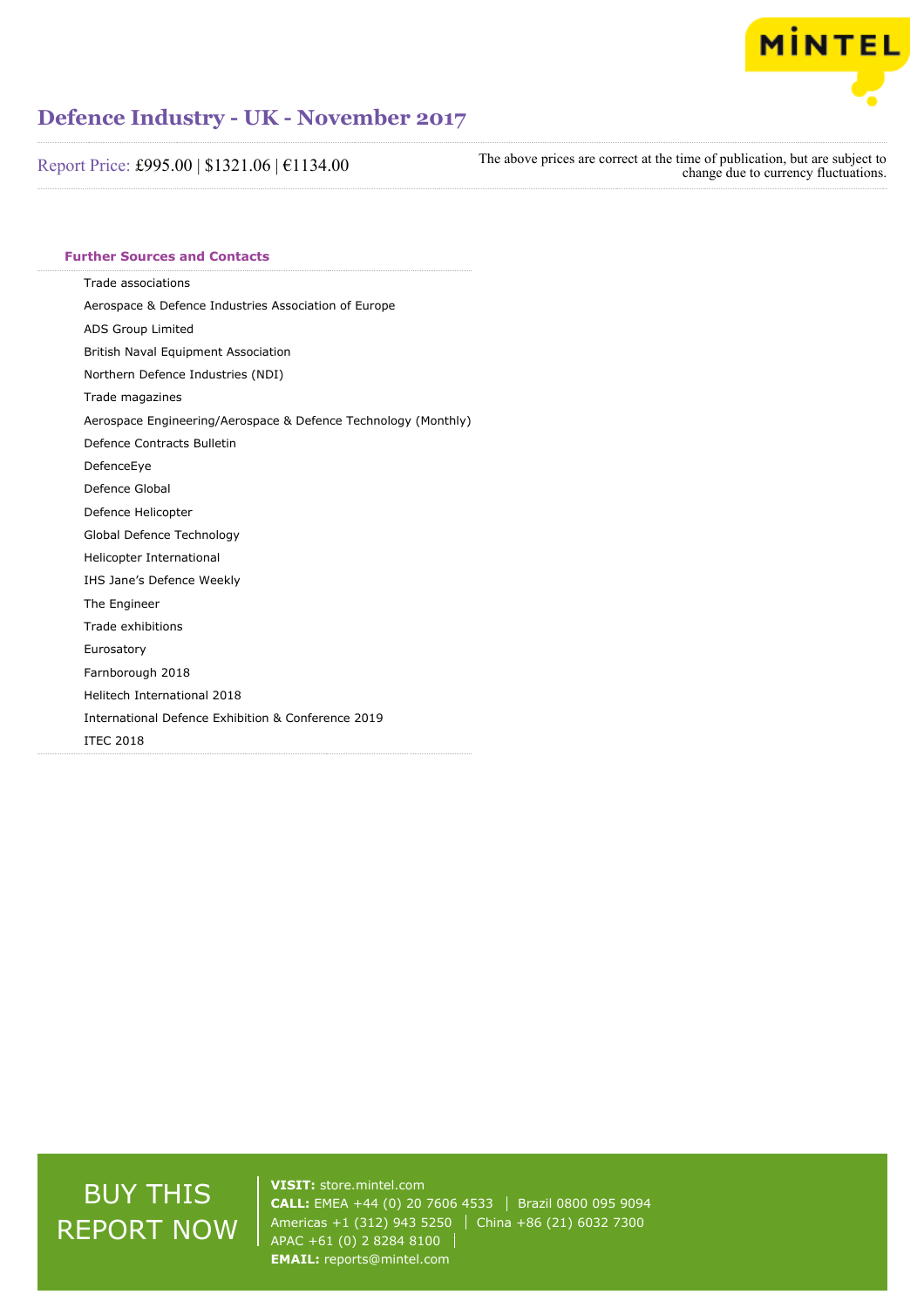# Defence Industry - UK - November 2017

Report Price: £995.00 | $1321.06 | €1134.00

The above prices are correct at the time of publication, but are subject to change due to currency fluctuations.

### Further Sources and Contacts

- Trade associations
- Aerospace & Defence Industries Association of Europe
- ADS Group Limited
- British Naval Equipment Association
- Northern Defence Industries (NDI)
- Trade magazines
- Aerospace Engineering/Aerospace & Defence Technology (Monthly)
- Defence Contracts Bulletin
- DefenceEye
- Defence Global
- Defence Helicopter
- Global Defence Technology
- Helicopter International
- IHS Jane's Defence Weekly
- The Engineer
- Trade exhibitions
- Eurosatory
- Farnborough 2018
- Helitech International 2018
- International Defence Exhibition & Conference 2019
- ITEC 2018

BUY THIS REPORT NOW

**VISIT:** store.mintel.com
**CALL:** EMEA +44 (0) 20 7606 4533 | Brazil 0800 095 9094
Americas +1 (312) 943 5250 | China +86 (21) 6032 7300
APAC +61 (0) 2 8284 8100 |
**EMAIL:** reports@mintel.com